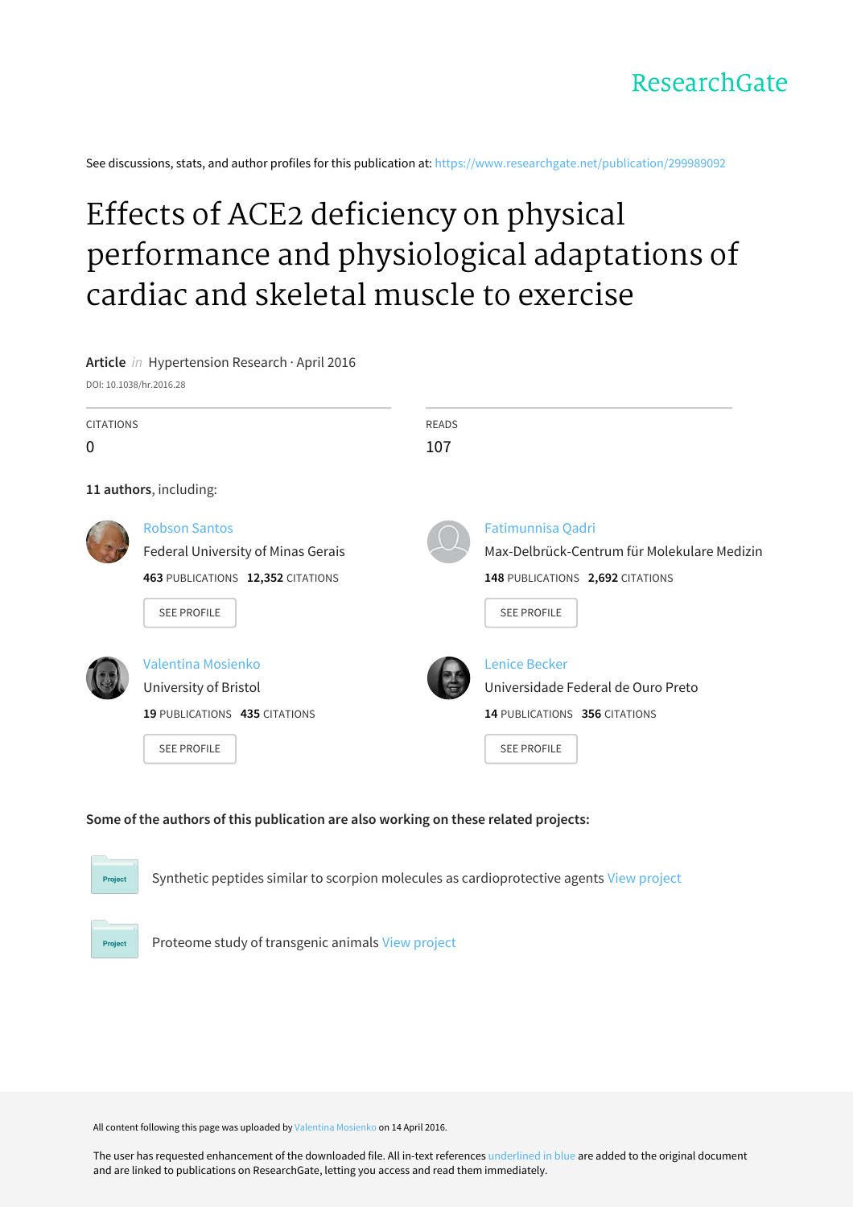ResearchGate

See discussions, stats, and author profiles for this publication at: https://www.researchgate.net/publication/299989092

# Effects of ACE2 deficiency on physical performance and physiological adaptations of cardiac and skeletal muscle to exercise

**Article** *in* Hypertension Research · April 2016

DOI: 10.1038/hr.2016.28

CITATIONS
0

READS
107

**11 authors**, including:

Robson Santos
Federal University of Minas Gerais
**463** PUBLICATIONS **12,352** CITATIONS
SEE PROFILE

Fatimunnisa Qadri
Max-Delbrück-Centrum für Molekulare Medizin
**148** PUBLICATIONS **2,692** CITATIONS
SEE PROFILE

Valentina Mosienko
University of Bristol
**19** PUBLICATIONS **435** CITATIONS
SEE PROFILE

Lenice Becker
Universidade Federal de Ouro Preto
**14** PUBLICATIONS **356** CITATIONS
SEE PROFILE

**Some of the authors of this publication are also working on these related projects:**

Project: Synthetic peptides similar to scorpion molecules as cardioprotective agents View project

Project: Proteome study of transgenic animals View project

All content following this page was uploaded by Valentina Mosienko on 14 April 2016.

The user has requested enhancement of the downloaded file. All in-text references underlined in blue are added to the original document and are linked to publications on ResearchGate, letting you access and read them immediately.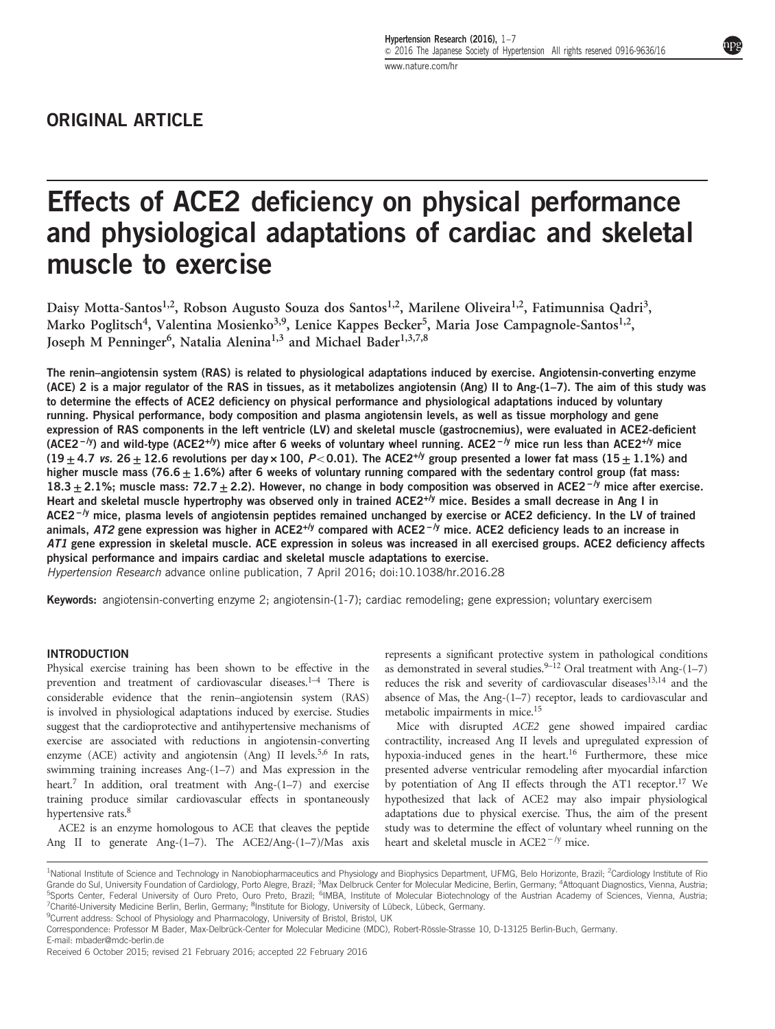## ORIGINAL ARTICLE

# Effects of ACE2 deficiency on physical performance and physiological adaptations of cardiac and skeletal muscle to exercise

Daisy Motta-Santos[1,2], Robson Augusto Souza dos Santos[1,2], Marilene Oliveira[1,2], Fatimunnisa Qadri[3], Marko Poglitsch[4], Valentina Mosienko[3,9], Lenice Kappes Becker[5], Maria Jose Campagnole-Santos[1,2], Joseph M Penninger[6], Natalia Alenina[1,3] and Michael Bader[1,3,7,8]

**The renin–angiotensin system (RAS) is related to physiological adaptations induced by exercise. Angiotensin-converting enzyme (ACE) 2 is a major regulator of the RAS in tissues, as it metabolizes angiotensin (Ang) II to Ang-(1–7). The aim of this study was to determine the effects of ACE2 deficiency on physical performance and physiological adaptations induced by voluntary running. Physical performance, body composition and plasma angiotensin levels, as well as tissue morphology and gene expression of RAS components in the left ventricle (LV) and skeletal muscle (gastrocnemius), were evaluated in ACE2-deficient (ACE2$^{-/y}$) and wild-type (ACE2$^{+/y}$) mice after 6 weeks of voluntary wheel running. ACE2$^{-/y}$ mice run less than ACE2$^{+/y}$ mice (19 ± 4.7 *vs.* 26 ± 12.6 revolutions per day × 100, $P$ < 0.01). The ACE2$^{+/y}$ group presented a lower fat mass (15 ± 1.1%) and higher muscle mass (76.6 ± 1.6%) after 6 weeks of voluntary running compared with the sedentary control group (fat mass: 18.3 ± 2.1%; muscle mass: 72.7 ± 2.2). However, no change in body composition was observed in ACE2$^{-/y}$ mice after exercise. Heart and skeletal muscle hypertrophy was observed only in trained ACE2$^{+/y}$ mice. Besides a small decrease in Ang I in ACE2$^{-/y}$ mice, plasma levels of angiotensin peptides remained unchanged by exercise or ACE2 deficiency. In the LV of trained animals, *AT2* gene expression was higher in ACE2$^{+/y}$ compared with ACE2$^{-/y}$ mice. ACE2 deficiency leads to an increase in *AT1* gene expression in skeletal muscle. ACE expression in soleus was increased in all exercised groups. ACE2 deficiency affects physical performance and impairs cardiac and skeletal muscle adaptations to exercise.**

*Hypertension Research* advance online publication, 7 April 2016; doi:10.1038/hr.2016.28

**Keywords:** angiotensin-converting enzyme 2; angiotensin-(1-7); cardiac remodeling; gene expression; voluntary exercisem

## INTRODUCTION

Physical exercise training has been shown to be effective in the prevention and treatment of cardiovascular diseases.[1–4] There is considerable evidence that the renin–angiotensin system (RAS) is involved in physiological adaptations induced by exercise. Studies suggest that the cardioprotective and antihypertensive mechanisms of exercise are associated with reductions in angiotensin-converting enzyme (ACE) activity and angiotensin (Ang) II levels.[5,6] In rats, swimming training increases Ang-(1–7) and Mas expression in the heart.[7] In addition, oral treatment with Ang-(1–7) and exercise training produce similar cardiovascular effects in spontaneously hypertensive rats.[8]

ACE2 is an enzyme homologous to ACE that cleaves the peptide Ang II to generate Ang-(1–7). The ACE2/Ang-(1–7)/Mas axis represents a significant protective system in pathological conditions as demonstrated in several studies.[9–12] Oral treatment with Ang-(1–7) reduces the risk and severity of cardiovascular diseases[13,14] and the absence of Mas, the Ang-(1–7) receptor, leads to cardiovascular and metabolic impairments in mice.[15]

Mice with disrupted *ACE2* gene showed impaired cardiac contractility, increased Ang II levels and upregulated expression of hypoxia-induced genes in the heart.[16] Furthermore, these mice presented adverse ventricular remodeling after myocardial infarction by potentiation of Ang II effects through the AT1 receptor.[17] We hypothesized that lack of ACE2 may also impair physiological adaptations due to physical exercise. Thus, the aim of the present study was to determine the effect of voluntary wheel running on the heart and skeletal muscle in ACE2$^{-/y}$ mice.

[1]National Institute of Science and Technology in Nanobiopharmaceutics and Physiology and Biophysics Department, UFMG, Belo Horizonte, Brazil; [2]Cardiology Institute of Rio Grande do Sul, University Foundation of Cardiology, Porto Alegre, Brazil; [3]Max Delbruck Center for Molecular Medicine, Berlin, Germany; [4]Attoquant Diagnostics, Vienna, Austria; [5]Sports Center, Federal University of Ouro Preto, Ouro Preto, Brazil; [6]IMBA, Institute of Molecular Biotechnology of the Austrian Academy of Sciences, Vienna, Austria; [7]Charité-University Medicine Berlin, Berlin, Germany; [8]Institute for Biology, University of Lübeck, Lübeck, Germany.

[9]Current address: School of Physiology and Pharmacology, University of Bristol, Bristol, UK

Correspondence: Professor M Bader, Max-Delbrück-Center for Molecular Medicine (MDC), Robert-Rössle-Strasse 10, D-13125 Berlin-Buch, Germany.

E-mail: mbader@mdc-berlin.de

Received 6 October 2015; revised 21 February 2016; accepted 22 February 2016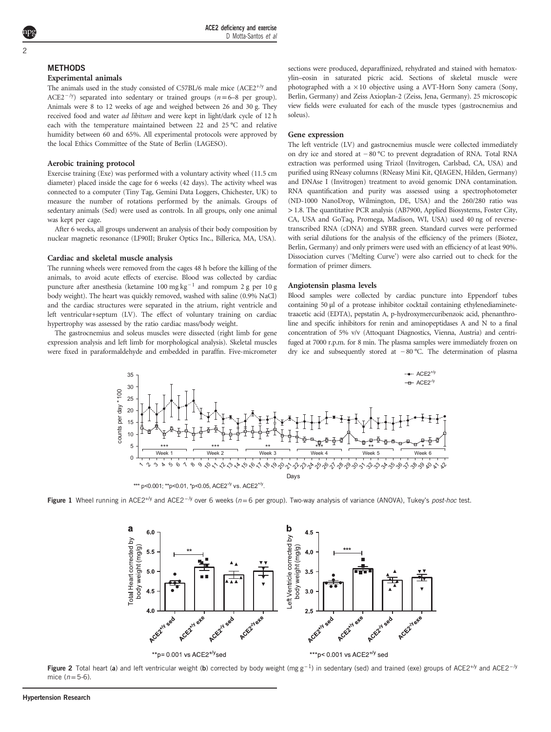## METHODS

### Experimental animals

The animals used in the study consisted of C57BL/6 male mice (ACE2$^{+/y}$ and ACE2$^{-/y}$) separated into sedentary or trained groups ($n$=6–8 per group). Animals were 8 to 12 weeks of age and weighed between 26 and 30 g. They received food and water *ad libitum* and were kept in light/dark cycle of 12 h each with the temperature maintained between 22 and 25 °C and relative humidity between 60 and 65%. All experimental protocols were approved by the local Ethics Committee of the State of Berlin (LAGESO).

### Aerobic training protocol

Exercise training (Exe) was performed with a voluntary activity wheel (11.5 cm diameter) placed inside the cage for 6 weeks (42 days). The activity wheel was connected to a computer (Tiny Tag, Gemini Data Loggers, Chichester, UK) to measure the number of rotations performed by the animals. Groups of sedentary animals (Sed) were used as controls. In all groups, only one animal was kept per cage.

After 6 weeks, all groups underwent an analysis of their body composition by nuclear magnetic resonance (LF90II; Bruker Optics Inc., Billerica, MA, USA).

### Cardiac and skeletal muscle analysis

The running wheels were removed from the cages 48 h before the killing of the animals, to avoid acute effects of exercise. Blood was collected by cardiac puncture after anesthesia (ketamine 100 mg kg$^{-1}$ and rompum 2 g per 10 g body weight). The heart was quickly removed, washed with saline (0.9% NaCl) and the cardiac structures were separated in the atrium, right ventricle and left ventricular+septum (LV). The effect of voluntary training on cardiac hypertrophy was assessed by the ratio cardiac mass/body weight.

The gastrocnemius and soleus muscles were dissected (right limb for gene expression analysis and left limb for morphological analysis). Skeletal muscles were fixed in paraformaldehyde and embedded in paraffin. Five-micrometer sections were produced, deparaffinized, rehydrated and stained with hematoxylin–eosin in saturated picric acid. Sections of skeletal muscle were photographed with a ×10 objective using a AVT-Horn Sony camera (Sony, Berlin, Germany) and Zeiss Axioplan-2 (Zeiss, Jena, Germany). 25 microscopic view fields were evaluated for each of the muscle types (gastrocnemius and soleus).

### Gene expression

The left ventricle (LV) and gastrocnemius muscle were collected immediately on dry ice and stored at −80 °C to prevent degradation of RNA. Total RNA extraction was performed using Trizol (Invitrogen, Carlsbad, CA, USA) and purified using RNeasy columns (RNeasy Mini Kit, QIAGEN, Hilden, Germany) and DNAse I (Invitrogen) treatment to avoid genomic DNA contamination. RNA quantification and purity was assessed using a spectrophotometer (ND-1000 NanoDrop, Wilmington, DE, USA) and the 260/280 ratio was >1.8. The quantitative PCR analysis (AB7900, Applied Biosystems, Foster City, CA, USA and GoTaq, Promega, Madison, WI, USA) used 40 ng of reverse-transcribed RNA (cDNA) and SYBR green. Standard curves were performed with serial dilutions for the analysis of the efficiency of the primers (Biotez, Berlin, Germany) and only primers were used with an efficiency of at least 90%. Dissociation curves ('Melting Curve') were also carried out to check for the formation of primer dimers.

### Angiotensin plasma levels

Blood samples were collected by cardiac puncture into Eppendorf tubes containing 50 µl of a protease inhibitor cocktail containing ethylenediaminetetraacetic acid (EDTA), pepstatin A, p-hydroxymercuribenzoic acid, phenanthroline and specific inhibitors for renin and aminopeptidases A and N to a final concentration of 5% v/v (Attoquant Diagnostics, Vienna, Austria) and centrifuged at 7000 r.p.m. for 8 min. The plasma samples were immediately frozen on dry ice and subsequently stored at −80 °C. The determination of plasma

*** p<0.001; **p<0.01, *p<0.05, ACE2$^{-/y}$ vs. ACE2$^{+/y}$.

**Figure 1** Wheel running in ACE2$^{+/y}$ and ACE2$^{-/y}$ over 6 weeks ($n$=6 per group). Two-way analysis of variance (ANOVA), Tukey's *post-hoc* test.

**p= 0.001 vs ACE2$^{+/y}$sed

***p< 0.001 vs ACE2$^{+/y}$ sed

**Figure 2** Total heart (**a**) and left ventricular weight (**b**) corrected by body weight (mg g$^{-1}$) in sedentary (sed) and trained (exe) groups of ACE2$^{+/y}$ and ACE2$^{-/y}$ mice ($n$=5-6).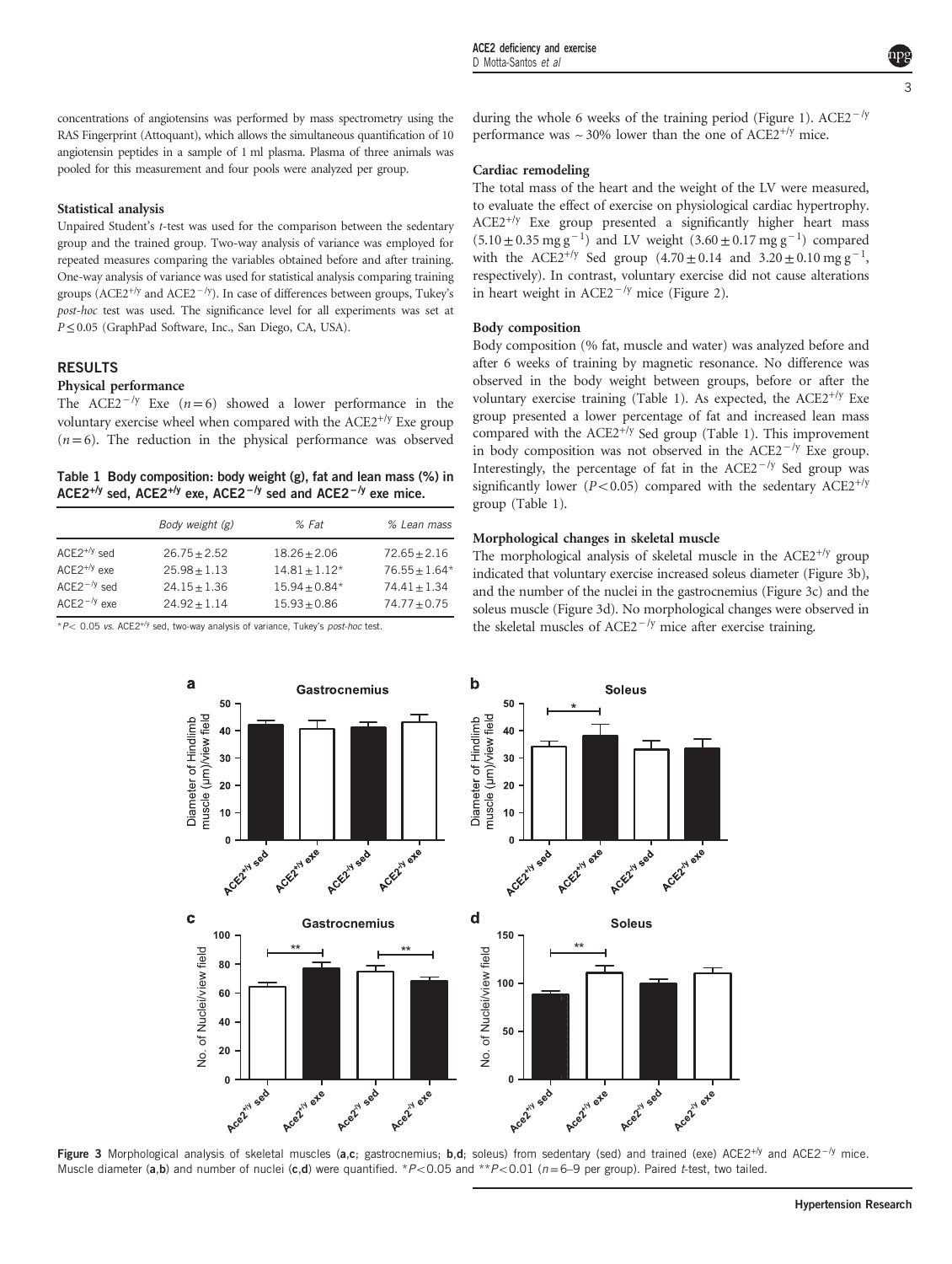concentrations of angiotensins was performed by mass spectrometry using the RAS Fingerprint (Attoquant), which allows the simultaneous quantification of 10 angiotensin peptides in a sample of 1 ml plasma. Plasma of three animals was pooled for this measurement and four pools were analyzed per group.

### Statistical analysis

Unpaired Student's *t*-test was used for the comparison between the sedentary group and the trained group. Two-way analysis of variance was employed for repeated measures comparing the variables obtained before and after training. One-way analysis of variance was used for statistical analysis comparing training groups (ACE2$^{+/y}$ and ACE2$^{-/y}$). In case of differences between groups, Tukey's *post-hoc* test was used. The significance level for all experiments was set at $P \leq 0.05$ (GraphPad Software, Inc., San Diego, CA, USA).

## RESULTS

### Physical performance

The ACE2$^{-/y}$ Exe ($n=6$) showed a lower performance in the voluntary exercise wheel when compared with the ACE2$^{+/y}$ Exe group ($n=6$). The reduction in the physical performance was observed during the whole 6 weeks of the training period (Figure 1). ACE2$^{-/y}$ performance was ~30% lower than the one of ACE2$^{+/y}$ mice.

**Table 1 Body composition: body weight (g), fat and lean mass (%) in ACE2$^{+/y}$ sed, ACE2$^{+/y}$ exe, ACE2$^{-/y}$ sed and ACE2$^{-/y}$ exe mice.**

| | Body weight (g) | % Fat | % Lean mass |
|---|---|---|---|
| ACE2$^{+/y}$ sed | 26.75±2.52 | 18.26±2.06 | 72.65±2.16 |
| ACE2$^{+/y}$ exe | 25.98±1.13 | 14.81±1.12* | 76.55±1.64* |
| ACE2$^{-/y}$ sed | 24.15±1.36 | 15.94±0.84* | 74.41±1.34 |
| ACE2$^{-/y}$ exe | 24.92±1.14 | 15.93±0.86 | 74.77±0.75 |

*$P<0.05$ *vs.* ACE2$^{+/y}$ sed, two-way analysis of variance, Tukey's *post-hoc* test.

### Cardiac remodeling

The total mass of the heart and the weight of the LV were measured, to evaluate the effect of exercise on physiological cardiac hypertrophy. ACE2$^{+/y}$ Exe group presented a significantly higher heart mass ($5.10 \pm 0.35$ mg g$^{-1}$) and LV weight ($3.60 \pm 0.17$ mg g$^{-1}$) compared with the ACE2$^{+/y}$ Sed group ($4.70 \pm 0.14$ and $3.20 \pm 0.10$ mg g$^{-1}$, respectively). In contrast, voluntary exercise did not cause alterations in heart weight in ACE2$^{-/y}$ mice (Figure 2).

### Body composition

Body composition (% fat, muscle and water) was analyzed before and after 6 weeks of training by magnetic resonance. No difference was observed in the body weight between groups, before or after the voluntary exercise training (Table 1). As expected, the ACE2$^{+/y}$ Exe group presented a lower percentage of fat and increased lean mass compared with the ACE2$^{+/y}$ Sed group (Table 1). This improvement in body composition was not observed in the ACE2$^{-/y}$ Exe group. Interestingly, the percentage of fat in the ACE2$^{-/y}$ Sed group was significantly lower ($P<0.05$) compared with the sedentary ACE2$^{+/y}$ group (Table 1).

### Morphological changes in skeletal muscle

The morphological analysis of skeletal muscle in the ACE2$^{+/y}$ group indicated that voluntary exercise increased soleus diameter (Figure 3b), and the number of the nuclei in the gastrocnemius (Figure 3c) and the soleus muscle (Figure 3d). No morphological changes were observed in the skeletal muscles of ACE2$^{-/y}$ mice after exercise training.

**Figure 3** Morphological analysis of skeletal muscles (**a**,**c**; gastrocnemius; **b**,**d**; soleus) from sedentary (sed) and trained (exe) ACE2$^{+/y}$ and ACE2$^{-/y}$ mice. Muscle diameter (**a**,**b**) and number of nuclei (**c**,**d**) were quantified. *$P<0.05$ and **$P<0.01$ ($n=6$–9 per group). Paired *t*-test, two tailed.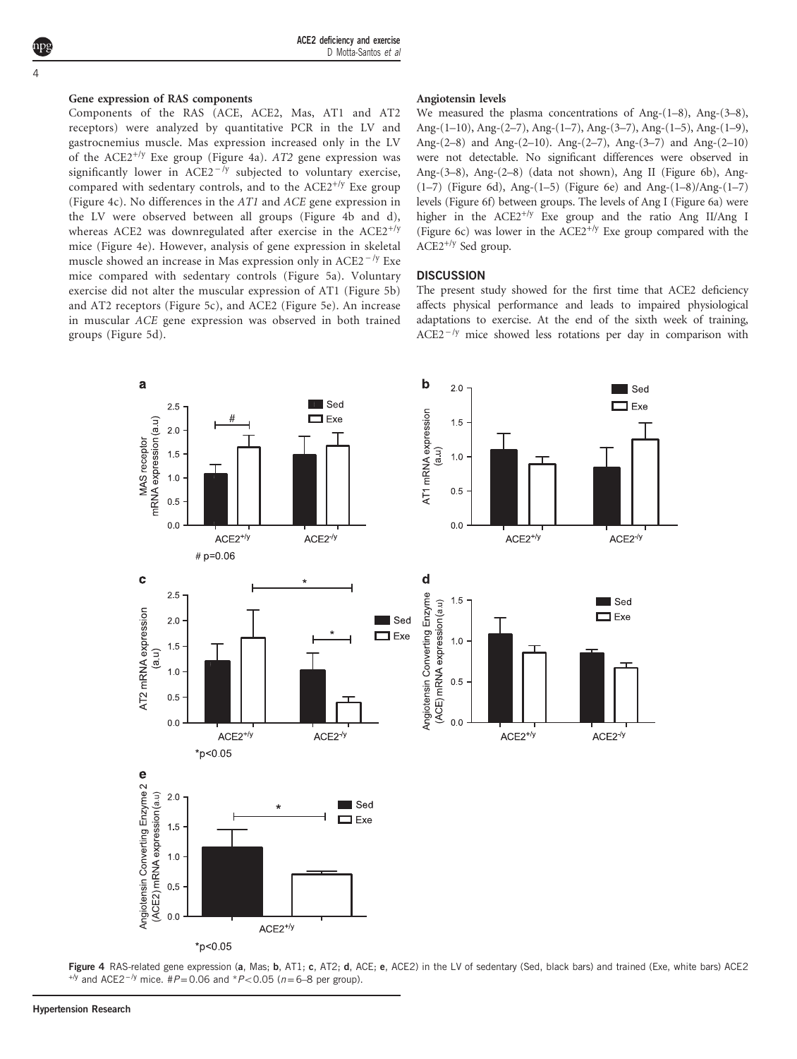### Gene expression of RAS components

Components of the RAS (ACE, ACE2, Mas, AT1 and AT2 receptors) were analyzed by quantitative PCR in the LV and gastrocnemius muscle. Mas expression increased only in the LV of the $ACE2^{+/y}$ Exe group (Figure 4a). *AT2* gene expression was significantly lower in $ACE2^{-/y}$ subjected to voluntary exercise, compared with sedentary controls, and to the $ACE2^{+/y}$ Exe group (Figure 4c). No differences in the *AT1* and *ACE* gene expression in the LV were observed between all groups (Figure 4b and d), whereas ACE2 was downregulated after exercise in the $ACE2^{+/y}$ mice (Figure 4e). However, analysis of gene expression in skeletal muscle showed an increase in Mas expression only in $ACE2^{-/y}$ Exe mice compared with sedentary controls (Figure 5a). Voluntary exercise did not alter the muscular expression of AT1 (Figure 5b) and AT2 receptors (Figure 5c), and ACE2 (Figure 5e). An increase in muscular *ACE* gene expression was observed in both trained groups (Figure 5d).

### Angiotensin levels

We measured the plasma concentrations of Ang-(1–8), Ang-(3–8), Ang-(1–10), Ang-(2–7), Ang-(1–7), Ang-(3–7), Ang-(1–5), Ang-(1–9), Ang-(2–8) and Ang-(2–10). Ang-(2–7), Ang-(3–7) and Ang-(2–10) were not detectable. No significant differences were observed in Ang-(3–8), Ang-(2–8) (data not shown), Ang II (Figure 6b), Ang-(1–7) (Figure 6d), Ang-(1–5) (Figure 6e) and Ang-(1–8)/Ang-(1–7) levels (Figure 6f) between groups. The levels of Ang I (Figure 6a) were higher in the $ACE2^{+/y}$ Exe group and the ratio Ang II/Ang I (Figure 6c) was lower in the $ACE2^{+/y}$ Exe group compared with the $ACE2^{+/y}$ Sed group.

## DISCUSSION

The present study showed for the first time that ACE2 deficiency affects physical performance and leads to impaired physiological adaptations to exercise. At the end of the sixth week of training, $ACE2^{-/y}$ mice showed less rotations per day in comparison with

**Figure 4** RAS-related gene expression (**a**, Mas; **b**, AT1; **c**, AT2; **d**, ACE; **e**, ACE2) in the LV of sedentary (Sed, black bars) and trained (Exe, white bars) ACE2 $^{+/y}$ and $ACE2^{-/y}$ mice. #$P$=0.06 and *$P$<0.05 ($n$=6–8 per group).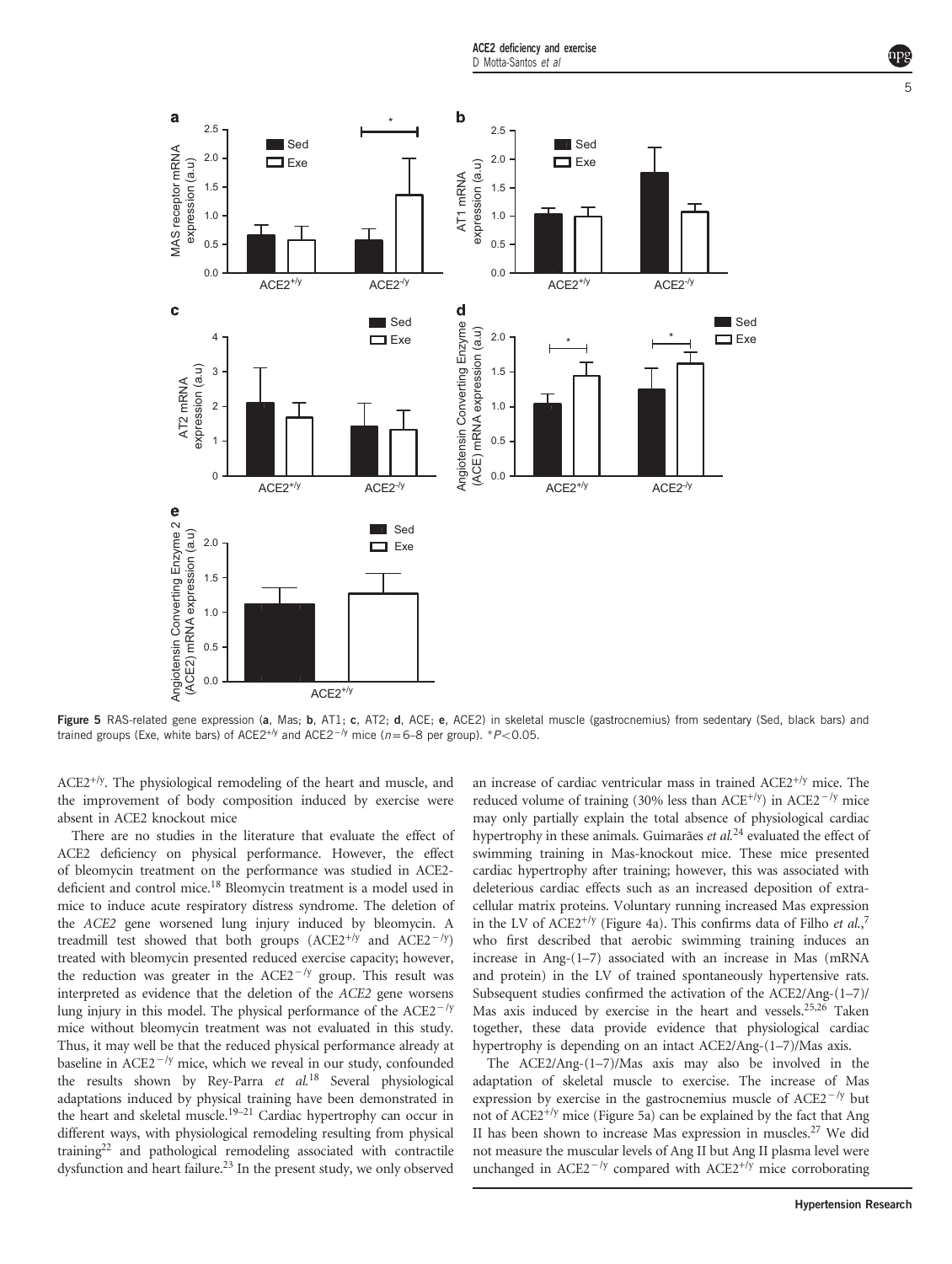Figure 5 RAS-related gene expression (**a**, Mas; **b**, AT1; **c**, AT2; **d**, ACE; **e**, ACE2) in skeletal muscle (gastrocnemius) from sedentary (Sed, black bars) and trained groups (Exe, white bars) of ACE2$^{+/y}$ and ACE2$^{-/y}$ mice ($n$=6–8 per group). *$P$<0.05.

ACE2$^{+/y}$. The physiological remodeling of the heart and muscle, and the improvement of body composition induced by exercise were absent in ACE2 knockout mice

There are no studies in the literature that evaluate the effect of ACE2 deficiency on physical performance. However, the effect of bleomycin treatment on the performance was studied in ACE2-deficient and control mice.[18] Bleomycin treatment is a model used in mice to induce acute respiratory distress syndrome. The deletion of the *ACE2* gene worsened lung injury induced by bleomycin. A treadmill test showed that both groups (ACE2$^{+/y}$ and ACE2$^{-/y}$) treated with bleomycin presented reduced exercise capacity; however, the reduction was greater in the ACE2$^{-/y}$ group. This result was interpreted as evidence that the deletion of the *ACE2* gene worsens lung injury in this model. The physical performance of the ACE2$^{-/y}$ mice without bleomycin treatment was not evaluated in this study. Thus, it may well be that the reduced physical performance already at baseline in ACE2$^{-/y}$ mice, which we reveal in our study, confounded the results shown by Rey-Parra *et al.*[18] Several physiological adaptations induced by physical training have been demonstrated in the heart and skeletal muscle.[19–21] Cardiac hypertrophy can occur in different ways, with physiological remodeling resulting from physical training[22] and pathological remodeling associated with contractile dysfunction and heart failure.[23] In the present study, we only observed an increase of cardiac ventricular mass in trained ACE2$^{+/y}$ mice. The reduced volume of training (30% less than ACE$^{+/y}$) in ACE2$^{-/y}$ mice may only partially explain the total absence of physiological cardiac hypertrophy in these animals. Guimarães *et al.*[24] evaluated the effect of swimming training in Mas-knockout mice. These mice presented cardiac hypertrophy after training; however, this was associated with deleterious cardiac effects such as an increased deposition of extracellular matrix proteins. Voluntary running increased Mas expression in the LV of ACE2$^{+/y}$ (Figure 4a). This confirms data of Filho *et al.*,[7] who first described that aerobic swimming training induces an increase in Ang-(1–7) associated with an increase in Mas (mRNA and protein) in the LV of trained spontaneously hypertensive rats. Subsequent studies confirmed the activation of the ACE2/Ang-(1–7)/Mas axis induced by exercise in the heart and vessels.[25,26] Taken together, these data provide evidence that physiological cardiac hypertrophy is depending on an intact ACE2/Ang-(1–7)/Mas axis.

The ACE2/Ang-(1–7)/Mas axis may also be involved in the adaptation of skeletal muscle to exercise. The increase of Mas expression by exercise in the gastrocnemius muscle of ACE2$^{-/y}$ but not of ACE2$^{+/y}$ mice (Figure 5a) can be explained by the fact that Ang II has been shown to increase Mas expression in muscles.[27] We did not measure the muscular levels of Ang II but Ang II plasma level were unchanged in ACE2$^{-/y}$ compared with ACE2$^{+/y}$ mice corroborating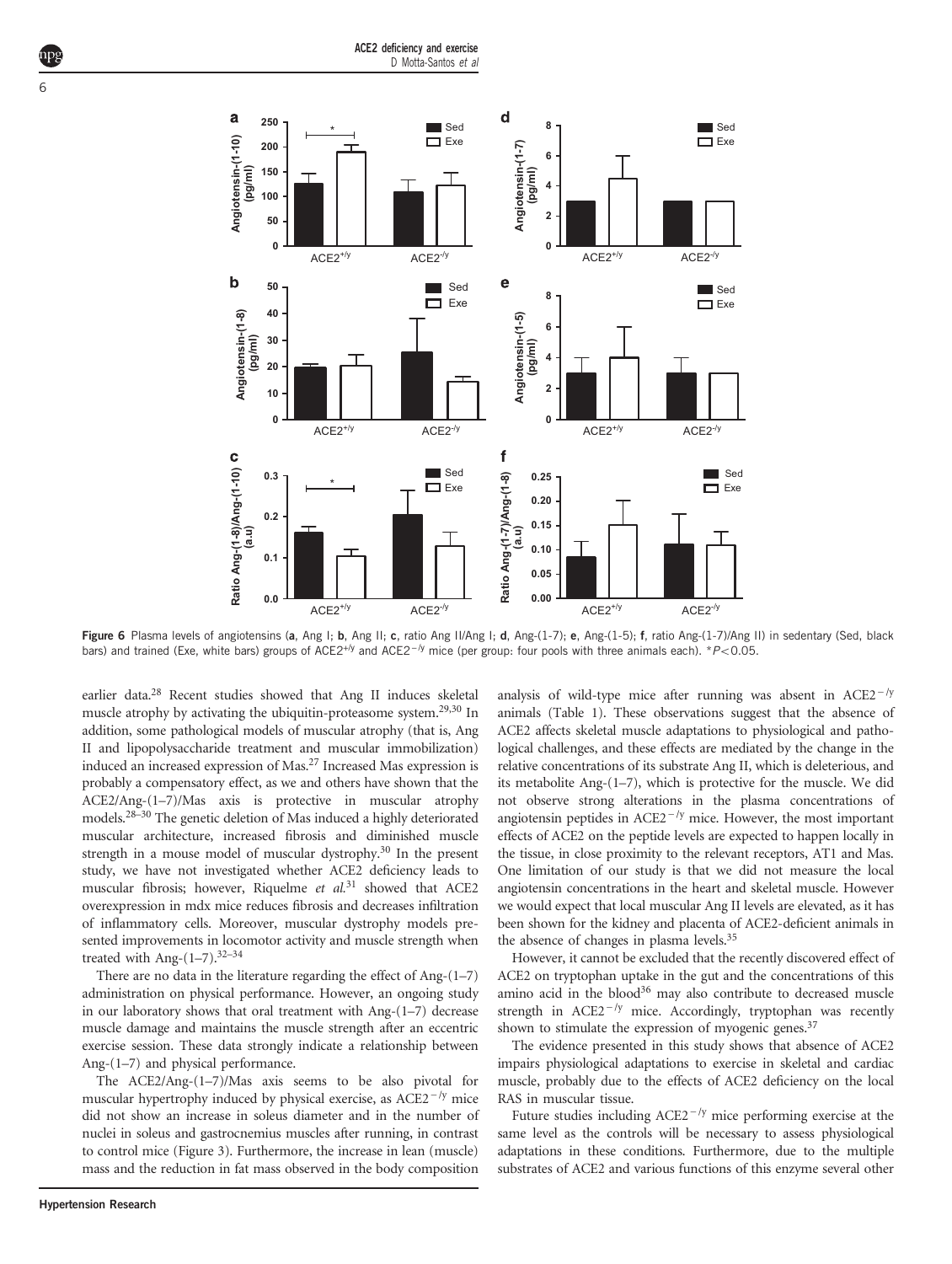Figure 6 Plasma levels of angiotensins (**a**, Ang I; **b**, Ang II; **c**, ratio Ang II/Ang I; **d**, Ang-(1-7); **e**, Ang-(1-5); **f**, ratio Ang-(1-7)/Ang II) in sedentary (Sed, black bars) and trained (Exe, white bars) groups of ACE2$^{+/y}$ and ACE2$^{-/y}$ mice (per group: four pools with three animals each). *$P<0.05$.

earlier data.[28] Recent studies showed that Ang II induces skeletal muscle atrophy by activating the ubiquitin-proteasome system.[29,30] In addition, some pathological models of muscular atrophy (that is, Ang II and lipopolysaccharide treatment and muscular immobilization) induced an increased expression of Mas.[27] Increased Mas expression is probably a compensatory effect, as we and others have shown that the ACE2/Ang-(1–7)/Mas axis is protective in muscular atrophy models.[28–30] The genetic deletion of Mas induced a highly deteriorated muscular architecture, increased fibrosis and diminished muscle strength in a mouse model of muscular dystrophy.[30] In the present study, we have not investigated whether ACE2 deficiency leads to muscular fibrosis; however, Riquelme *et al.*[31] showed that ACE2 overexpression in mdx mice reduces fibrosis and decreases infiltration of inflammatory cells. Moreover, muscular dystrophy models presented improvements in locomotor activity and muscle strength when treated with Ang-(1–7).[32–34]

There are no data in the literature regarding the effect of Ang-(1–7) administration on physical performance. However, an ongoing study in our laboratory shows that oral treatment with Ang-(1–7) decrease muscle damage and maintains the muscle strength after an eccentric exercise session. These data strongly indicate a relationship between Ang-(1–7) and physical performance.

The ACE2/Ang-(1–7)/Mas axis seems to be also pivotal for muscular hypertrophy induced by physical exercise, as ACE2$^{-/y}$ mice did not show an increase in soleus diameter and in the number of nuclei in soleus and gastrocnemius muscles after running, in contrast to control mice (Figure 3). Furthermore, the increase in lean (muscle) mass and the reduction in fat mass observed in the body composition analysis of wild-type mice after running was absent in ACE2$^{-/y}$ animals (Table 1). These observations suggest that the absence of ACE2 affects skeletal muscle adaptations to physiological and pathological challenges, and these effects are mediated by the change in the relative concentrations of its substrate Ang II, which is deleterious, and its metabolite Ang-(1–7), which is protective for the muscle. We did not observe strong alterations in the plasma concentrations of angiotensin peptides in ACE2$^{-/y}$ mice. However, the most important effects of ACE2 on the peptide levels are expected to happen locally in the tissue, in close proximity to the relevant receptors, AT1 and Mas. One limitation of our study is that we did not measure the local angiotensin concentrations in the heart and skeletal muscle. However we would expect that local muscular Ang II levels are elevated, as it has been shown for the kidney and placenta of ACE2-deficient animals in the absence of changes in plasma levels.[35]

However, it cannot be excluded that the recently discovered effect of ACE2 on tryptophan uptake in the gut and the concentrations of this amino acid in the blood[36] may also contribute to decreased muscle strength in ACE2$^{-/y}$ mice. Accordingly, tryptophan was recently shown to stimulate the expression of myogenic genes.[37]

The evidence presented in this study shows that absence of ACE2 impairs physiological adaptations to exercise in skeletal and cardiac muscle, probably due to the effects of ACE2 deficiency on the local RAS in muscular tissue.

Future studies including ACE2$^{-/y}$ mice performing exercise at the same level as the controls will be necessary to assess physiological adaptations in these conditions. Furthermore, due to the multiple substrates of ACE2 and various functions of this enzyme several other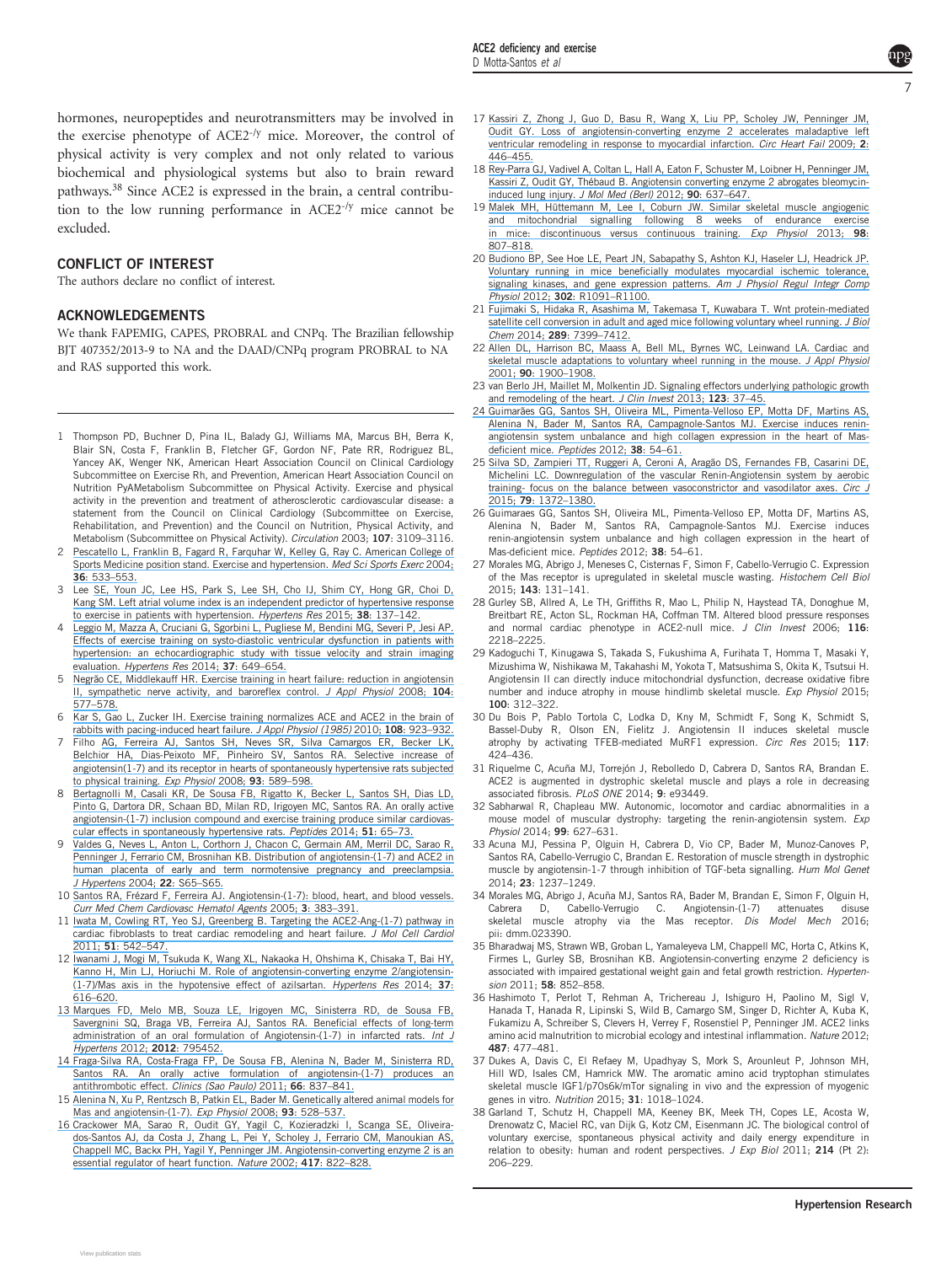hormones, neuropeptides and neurotransmitters may be involved in the exercise phenotype of ACE2$^{-/y}$ mice. Moreover, the control of physical activity is very complex and not only related to various biochemical and physiological systems but also to brain reward pathways.[38] Since ACE2 is expressed in the brain, a central contribution to the low running performance in ACE2$^{-/y}$ mice cannot be excluded.

## CONFLICT OF INTEREST

The authors declare no conflict of interest.

## ACKNOWLEDGEMENTS

We thank FAPEMIG, CAPES, PROBRAL and CNPq. The Brazilian fellowship BJT 407352/2013-9 to NA and the DAAD/CNPq program PROBRAL to NA and RAS supported this work.

1 Thompson PD, Buchner D, Pina IL, Balady GJ, Williams MA, Marcus BH, Berra K, Blair SN, Costa F, Franklin B, Fletcher GF, Gordon NF, Pate RR, Rodriguez BL, Yancey AK, Wenger NK, American Heart Association Council on Clinical Cardiology Subcommittee on Exercise Rh, and Prevention, American Heart Association Council on Nutrition PyAMetabolism Subcommittee on Physical Activity. Exercise and physical activity in the prevention and treatment of atherosclerotic cardiovascular disease: a statement from the Council on Clinical Cardiology (Subcommittee on Exercise, Rehabilitation, and Prevention) and the Council on Nutrition, Physical Activity, and Metabolism (Subcommittee on Physical Activity). *Circulation* 2003; **107**: 3109–3116.

2 Pescatello L, Franklin B, Fagard R, Farquhar W, Kelley G, Ray C. American College of Sports Medicine position stand. Exercise and hypertension. *Med Sci Sports Exerc* 2004; **36**: 533–553.

3 Lee SE, Youn JC, Lee HS, Park S, Lee SH, Cho IJ, Shim CY, Hong GR, Choi D, Kang SM. Left atrial volume index is an independent predictor of hypertensive response to exercise in patients with hypertension. *Hypertens Res* 2015; **38**: 137–142.

4 Leggio M, Mazza A, Cruciani G, Sgorbini L, Pugliese M, Bendini MG, Severi P, Jesi AP. Effects of exercise training on systo-diastolic ventricular dysfunction in patients with hypertension: an echocardiographic study with tissue velocity and strain imaging evaluation. *Hypertens Res* 2014; **37**: 649–654.

5 Negrão CE, Middlekauff HR. Exercise training in heart failure: reduction in angiotensin II, sympathetic nerve activity, and baroreflex control. *J Appl Physiol* 2008; **104**: 577–578.

6 Kar S, Gao L, Zucker IH. Exercise training normalizes ACE and ACE2 in the brain of rabbits with pacing-induced heart failure. *J Appl Physiol (1985)* 2010; **108**: 923–932.

7 Filho AG, Ferreira AJ, Santos SH, Neves SR, Silva Camargos ER, Becker LK, Belchior HA, Dias-Peixoto MF, Pinheiro SV, Santos RA. Selective increase of angiotensin(1-7) and its receptor in hearts of spontaneously hypertensive rats subjected to physical training. *Exp Physiol* 2008; **93**: 589–598.

8 Bertagnolli M, Casali KR, De Sousa FB, Rigatto K, Becker L, Santos SH, Dias LD, Pinto G, Dartora DR, Schaan BD, Milan RD, Irigoyen MC, Santos RA. An orally active angiotensin-(1-7) inclusion compound and exercise training produce similar cardiovascular effects in spontaneously hypertensive rats. *Peptides* 2014; **51**: 65–73.

9 Valdes G, Neves L, Anton L, Corthorn J, Chacon C, Germain AM, Merril DC, Sarao R, Penninger J, Ferrario CM, Brosnihan KB. Distribution of angiotensin-(1-7) and ACE2 in human placenta of early and term normotensive pregnancy and preeclampsia. *J Hypertens* 2004; **22**: S65–S65.

10 Santos RA, Frézard F, Ferreira AJ. Angiotensin-(1-7): blood, heart, and blood vessels. *Curr Med Chem Cardiovasc Hematol Agents* 2005; **3**: 383–391.

11 Iwata M, Cowling RT, Yeo SJ, Greenberg B. Targeting the ACE2-Ang-(1-7) pathway in cardiac fibroblasts to treat cardiac remodeling and heart failure. *J Mol Cell Cardiol* 2011; **51**: 542–547.

12 Iwanami J, Mogi M, Tsukuda K, Wang XL, Nakaoka H, Ohshima K, Chisaka T, Bai HY, Kanno H, Min LJ, Horiuchi M. Role of angiotensin-converting enzyme 2/angiotensin-(1-7)/Mas axis in the hypotensive effect of azilsartan. *Hypertens Res* 2014; **37**: 616–620.

13 Marques FD, Melo MB, Souza LE, Irigoyen MC, Sinisterra RD, de Sousa FB, Savergnini SQ, Braga VB, Ferreira AJ, Santos RA. Beneficial effects of long-term administration of an oral formulation of Angiotensin-(1-7) in infarcted rats. *Int J Hypertens* 2012; **2012**: 795452.

14 Fraga-Silva RA, Costa-Fraga FP, De Sousa FB, Alenina N, Bader M, Sinisterra RD, Santos RA. An orally active formulation of angiotensin-(1-7) produces an antithrombotic effect. *Clinics (Sao Paulo)* 2011; **66**: 837–841.

15 Alenina N, Xu P, Rentzsch B, Patkin EL, Bader M. Genetically altered animal models for Mas and angiotensin-(1-7). *Exp Physiol* 2008; **93**: 528–537.

16 Crackower MA, Sarao R, Oudit GY, Yagil C, Kozieradzki I, Scanga SE, Oliveira-dos-Santos AJ, da Costa J, Zhang L, Pei Y, Scholey J, Ferrario CM, Manoukian AS, Chappell MC, Backx PH, Yagil Y, Penninger JM. Angiotensin-converting enzyme 2 is an essential regulator of heart function. *Nature* 2002; **417**: 822–828.

17 Kassiri Z, Zhong J, Guo D, Basu R, Wang X, Liu PP, Scholey JW, Penninger JM, Oudit GY. Loss of angiotensin-converting enzyme 2 accelerates maladaptive left ventricular remodeling in response to myocardial infarction. *Circ Heart Fail* 2009; **2**: 446–455.

18 Rey-Parra GJ, Vadivel A, Coltan L, Hall A, Eaton F, Schuster M, Loibner H, Penninger JM, Kassiri Z, Oudit GY, Thébaud B. Angiotensin converting enzyme 2 abrogates bleomycin-induced lung injury. *J Mol Med (Berl)* 2012; **90**: 637–647.

19 Malek MH, Hüttemann M, Lee I, Coburn JW. Similar skeletal muscle angiogenic and mitochondrial signalling following 8 weeks of endurance exercise in mice: discontinuous versus continuous training. *Exp Physiol* 2013; **98**: 807–818.

20 Budiono BP, See Hoe LE, Peart JN, Sabapathy S, Ashton KJ, Haseler LJ, Headrick JP. Voluntary running in mice beneficially modulates myocardial ischemic tolerance, signaling kinases, and gene expression patterns. *Am J Physiol Regul Integr Comp Physiol* 2012; **302**: R1091–R1100.

21 Fujimaki S, Hidaka R, Asashima M, Takemasa T, Kuwabara T. Wnt protein-mediated satellite cell conversion in adult and aged mice following voluntary wheel running. *J Biol Chem* 2014; **289**: 7399–7412.

22 Allen DL, Harrison BC, Maass A, Bell ML, Byrnes WC, Leinwand LA. Cardiac and skeletal muscle adaptations to voluntary wheel running in the mouse. *J Appl Physiol* 2001; **90**: 1900–1908.

23 van Berlo JH, Maillet M, Molkentin JD. Signaling effectors underlying pathologic growth and remodeling of the heart. *J Clin Invest* 2013; **123**: 37–45.

24 Guimarães GG, Santos SH, Oliveira ML, Pimenta-Velloso EP, Motta DF, Martins AS, Alenina N, Bader M, Santos RA, Campagnole-Santos MJ. Exercise induces renin-angiotensin system unbalance and high collagen expression in the heart of Mas-deficient mice. *Peptides* 2012; **38**: 54–61.

25 Silva SD, Zampieri TT, Ruggeri A, Ceroni A, Aragão DS, Fernandes FB, Casarini DE, Michelini LC. Downregulation of the vascular Renin-Angiotensin system by aerobic training- focus on the balance between vasoconstrictor and vasodilator axes. *Circ J* 2015; **79**: 1372–1380.

26 Guimaraes GG, Santos SH, Oliveira ML, Pimenta-Velloso EP, Motta DF, Martins AS, Alenina N, Bader M, Santos RA, Campagnole-Santos MJ. Exercise induces renin-angiotensin system unbalance and high collagen expression in the heart of Mas-deficient mice. *Peptides* 2012; **38**: 54–61.

27 Morales MG, Abrigo J, Meneses C, Cisternas F, Simon F, Cabello-Verrugio C. Expression of the Mas receptor is upregulated in skeletal muscle wasting. *Histochem Cell Biol* 2015; **143**: 131–141.

28 Gurley SB, Allred A, Le TH, Griffiths R, Mao L, Philip N, Haystead TA, Donoghue M, Breitbart RE, Acton SL, Rockman HA, Coffman TM. Altered blood pressure responses and normal cardiac phenotype in ACE2-null mice. *J Clin Invest* 2006; **116**: 2218–2225.

29 Kadoguchi T, Kinugawa S, Takada S, Fukushima A, Furihata T, Homma T, Masaki Y, Mizushima W, Nishikawa M, Takahashi M, Yokota T, Matsushima S, Okita K, Tsutsui H. Angiotensin II can directly induce mitochondrial dysfunction, decrease oxidative fibre number and induce atrophy in mouse hindlimb skeletal muscle. *Exp Physiol* 2015; **100**: 312–322.

30 Du Bois P, Pablo Tortola C, Lodka D, Kny M, Schmidt F, Song K, Schmidt S, Bassel-Duby R, Olson EN, Fielitz J. Angiotensin II induces skeletal muscle atrophy by activating TFEB-mediated MuRF1 expression. *Circ Res* 2015; **117**: 424–436.

31 Riquelme C, Acuña MJ, Torrejón J, Rebolledo D, Cabrera D, Santos RA, Brandan E. ACE2 is augmented in dystrophic skeletal muscle and plays a role in decreasing associated fibrosis. *PLoS ONE* 2014; **9**: e93449.

32 Sabharwal R, Chapleau MW. Autonomic, locomotor and cardiac abnormalities in a mouse model of muscular dystrophy: targeting the renin-angiotensin system. *Exp Physiol* 2014; **99**: 627–631.

33 Acuna MJ, Pessina P, Olguin H, Cabrera D, Vio CP, Bader M, Munoz-Canoves P, Santos RA, Cabello-Verrugio C, Brandan E. Restoration of muscle strength in dystrophic muscle by angiotensin-1-7 through inhibition of TGF-beta signalling. *Hum Mol Genet* 2014; **23**: 1237–1249.

34 Morales MG, Abrigo J, Acuña MJ, Santos RA, Bader M, Brandan E, Simon F, Olguin H, Cabrera D, Cabello-Verrugio C. Angiotensin-(1-7) attenuates disuse skeletal muscle atrophy via the Mas receptor. *Dis Model Mech* 2016; pii: dmm.023390.

35 Bharadwaj MS, Strawn WB, Groban L, Yamaleyeva LM, Chappell MC, Horta C, Atkins K, Firmes L, Gurley SB, Brosnihan KB. Angiotensin-converting enzyme 2 deficiency is associated with impaired gestational weight gain and fetal growth restriction. *Hypertension* 2011; **58**: 852–858.

36 Hashimoto T, Perlot T, Rehman A, Trichereau J, Ishiguro H, Paolino M, Sigl V, Hanada T, Hanada R, Lipinski S, Wild B, Camargo SM, Singer D, Richter A, Kuba K, Fukamizu A, Schreiber S, Clevers H, Verrey F, Rosenstiel P, Penninger JM. ACE2 links amino acid malnutrition to microbial ecology and intestinal inflammation. *Nature* 2012; **487**: 477–481.

37 Dukes A, Davis C, El Refaey M, Upadhyay S, Mork S, Arounleut P, Johnson MH, Hill WD, Isales CM, Hamrick MW. The aromatic amino acid tryptophan stimulates skeletal muscle IGF1/p70s6k/mTor signaling in vivo and the expression of myogenic genes in vitro. *Nutrition* 2015; **31**: 1018–1024.

38 Garland T, Schutz H, Chappell MA, Keeney BK, Meek TH, Copes LE, Acosta W, Drenowatz C, Maciel RC, van Dijk G, Kotz CM, Eisenmann JC. The biological control of voluntary exercise, spontaneous physical activity and daily energy expenditure in relation to obesity: human and rodent perspectives. *J Exp Biol* 2011; **214** (Pt 2): 206–229.